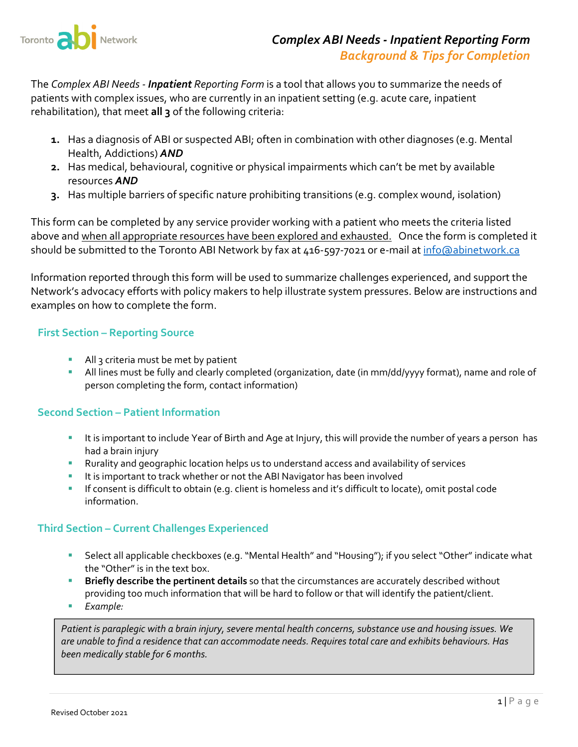# *Complex ABI Needs - Inpatient Reporting Form*

## *Background & Tips for Completion*

The *Complex ABI Needs - **Inpatient** Reporting Form* is a tool that allows you to summarize the needs of patients with complex issues, who are currently in an inpatient setting (e.g. acute care, inpatient rehabilitation), that meet **all 3** of the following criteria:

1. Has a diagnosis of ABI or suspected ABI; often in combination with other diagnoses (e.g. Mental Health, Addictions) ***AND***
2. Has medical, behavioural, cognitive or physical impairments which can't be met by available resources ***AND***
3. Has multiple barriers of specific nature prohibiting transitions (e.g. complex wound, isolation)

This form can be completed by any service provider working with a patient who meets the criteria listed above and <u>when all appropriate resources have been explored and exhausted.</u> Once the form is completed it should be submitted to the Toronto ABI Network by fax at 416-597-7021 or e-mail at info@abinetwork.ca

Information reported through this form will be used to summarize challenges experienced, and support the Network's advocacy efforts with policy makers to help illustrate system pressures. Below are instructions and examples on how to complete the form.

### First Section – Reporting Source

- All 3 criteria must be met by patient
- All lines must be fully and clearly completed (organization, date (in mm/dd/yyyy format), name and role of person completing the form, contact information)

### Second Section – Patient Information

- It is important to include Year of Birth and Age at Injury, this will provide the number of years a person has had a brain injury
- Rurality and geographic location helps us to understand access and availability of services
- It is important to track whether or not the ABI Navigator has been involved
- If consent is difficult to obtain (e.g. client is homeless and it's difficult to locate), omit postal code information.

### Third Section – Current Challenges Experienced

- Select all applicable checkboxes (e.g. "Mental Health" and "Housing"); if you select "Other" indicate what the "Other" is in the text box.
- **Briefly describe the pertinent details** so that the circumstances are accurately described without providing too much information that will be hard to follow or that will identify the patient/client.
- *Example:*

> *Patient is paraplegic with a brain injury, severe mental health concerns, substance use and housing issues. We are unable to find a residence that can accommodate needs. Requires total care and exhibits behaviours. Has been medically stable for 6 months.*

Revised October 2021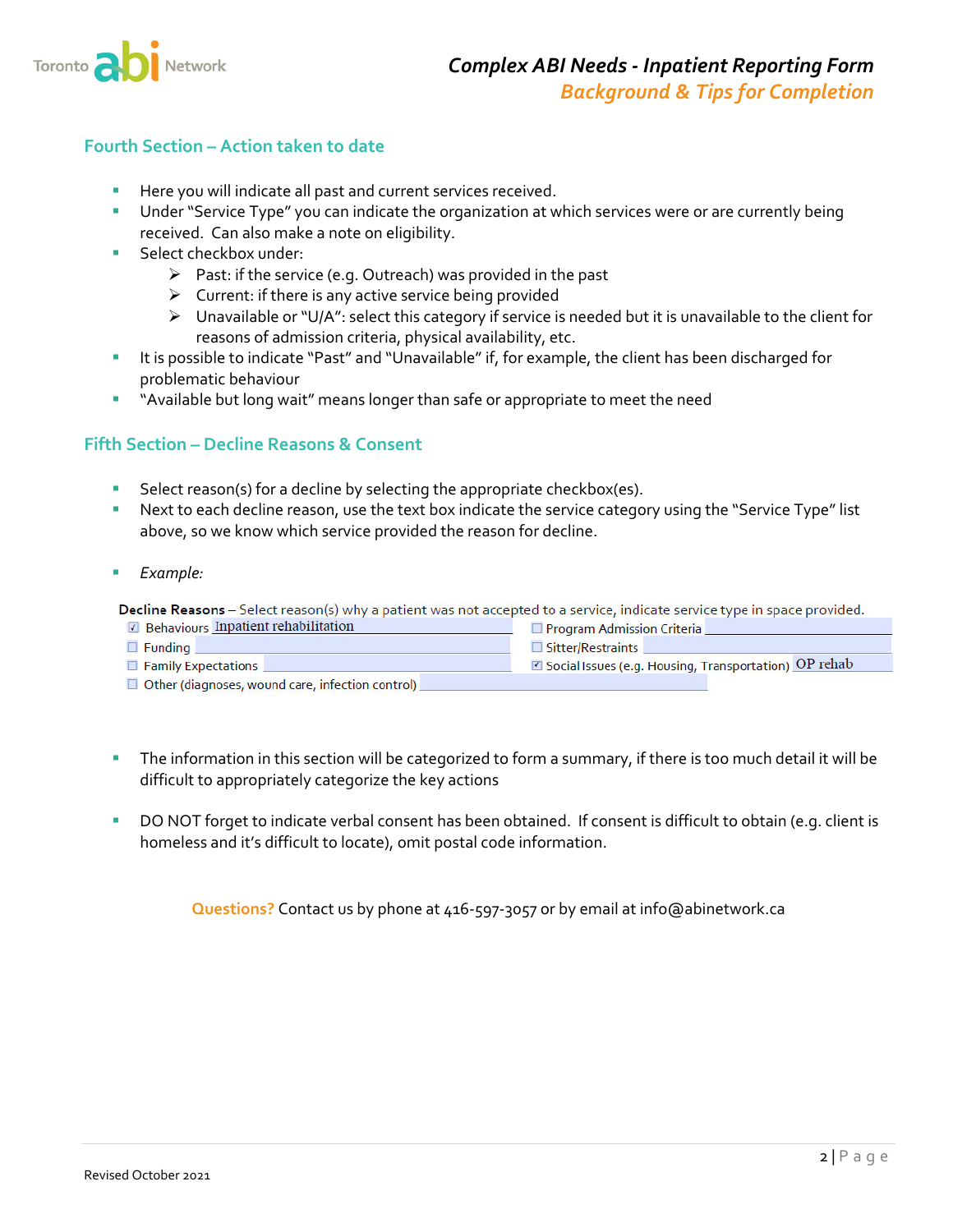## Fourth Section – Action taken to date

- Here you will indicate all past and current services received.
- Under "Service Type" you can indicate the organization at which services were or are currently being received. Can also make a note on eligibility.
- Select checkbox under:
  - Past: if the service (e.g. Outreach) was provided in the past
  - Current: if there is any active service being provided
  - Unavailable or "U/A": select this category if service is needed but it is unavailable to the client for reasons of admission criteria, physical availability, etc.
- It is possible to indicate "Past" and "Unavailable" if, for example, the client has been discharged for problematic behaviour
- "Available but long wait" means longer than safe or appropriate to meet the need

## Fifth Section – Decline Reasons & Consent

- Select reason(s) for a decline by selecting the appropriate checkbox(es).
- Next to each decline reason, use the text box indicate the service category using the "Service Type" list above, so we know which service provided the reason for decline.

- *Example:*

**Decline Reasons** – Select reason(s) why a patient was not accepted to a service, indicate service type in space provided.

- ☑ Behaviours: Inpatient rehabilitation
- ☐ Funding
- ☐ Family Expectations
- ☐ Other (diagnoses, wound care, infection control)
- ☐ Program Admission Criteria
- ☐ Sitter/Restraints
- ☑ Social Issues (e.g. Housing, Transportation): OP rehab

- The information in this section will be categorized to form a summary, if there is too much detail it will be difficult to appropriately categorize the key actions

- DO NOT forget to indicate verbal consent has been obtained. If consent is difficult to obtain (e.g. client is homeless and it's difficult to locate), omit postal code information.

**Questions?** Contact us by phone at 416-597-3057 or by email at info@abinetwork.ca

Revised October 2021